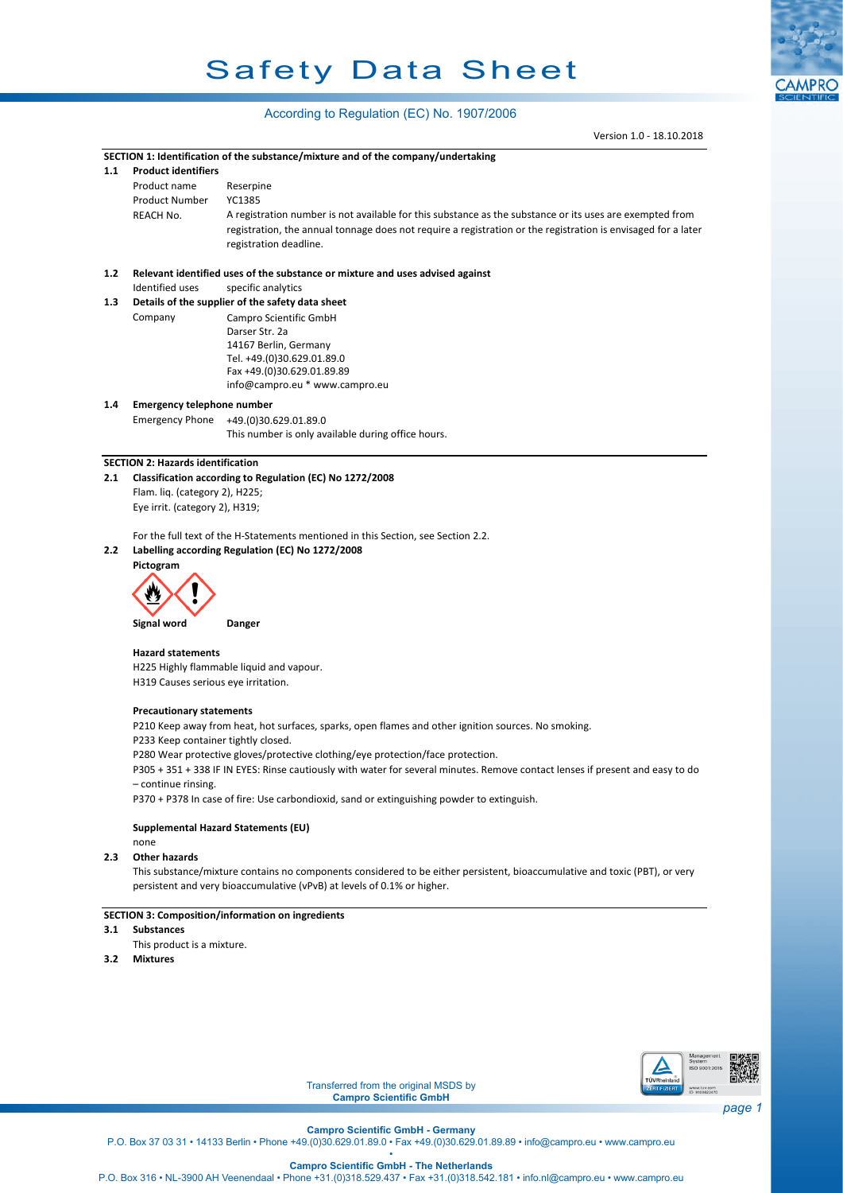# Safety Data Sheet

According to Regulation (EC) No. 1907/2006

Version 1.0 - 18.10.2018

## SECTION 1: Identification of the substance/mixture and of the company/undertaking

### 1.1 Product identifiers

| | |
|---|---|
| Product name | Reserpine |
| Product Number | YC1385 |
| REACH No. | A registration number is not available for this substance as the substance or its uses are exempted from registration, the annual tonnage does not require a registration or the registration is envisaged for a later registration deadline. |

### 1.2 Relevant identified uses of the substance or mixture and uses advised against

Identified uses specific analytics

### 1.3 Details of the supplier of the safety data sheet

Company
Campro Scientific GmbH
Darser Str. 2a
14167 Berlin, Germany
Tel. +49.(0)30.629.01.89.0
Fax +49.(0)30.629.01.89.89
info@campro.eu * www.campro.eu

### 1.4 Emergency telephone number

Emergency Phone +49.(0)30.629.01.89.0
This number is only available during office hours.

## SECTION 2: Hazards identification

### 2.1 Classification according to Regulation (EC) No 1272/2008

Flam. liq. (category 2), H225;
Eye irrit. (category 2), H319;

For the full text of the H-Statements mentioned in this Section, see Section 2.2.

### 2.2 Labelling according Regulation (EC) No 1272/2008

**Pictogram**

**Signal word** **Danger**

**Hazard statements**

H225 Highly flammable liquid and vapour.
H319 Causes serious eye irritation.

**Precautionary statements**

P210 Keep away from heat, hot surfaces, sparks, open flames and other ignition sources. No smoking.
P233 Keep container tightly closed.
P280 Wear protective gloves/protective clothing/eye protection/face protection.
P305 + 351 + 338 IF IN EYES: Rinse cautiously with water for several minutes. Remove contact lenses if present and easy to do – continue rinsing.
P370 + P378 In case of fire: Use carbondioxid, sand or extinguishing powder to extinguish.

**Supplemental Hazard Statements (EU)**

none

### 2.3 Other hazards

This substance/mixture contains no components considered to be either persistent, bioaccumulative and toxic (PBT), or very persistent and very bioaccumulative (vPvB) at levels of 0.1% or higher.

## SECTION 3: Composition/information on ingredients

### 3.1 Substances

This product is a mixture.

### 3.2 Mixtures

Transferred from the original MSDS by **Campro Scientific GmbH**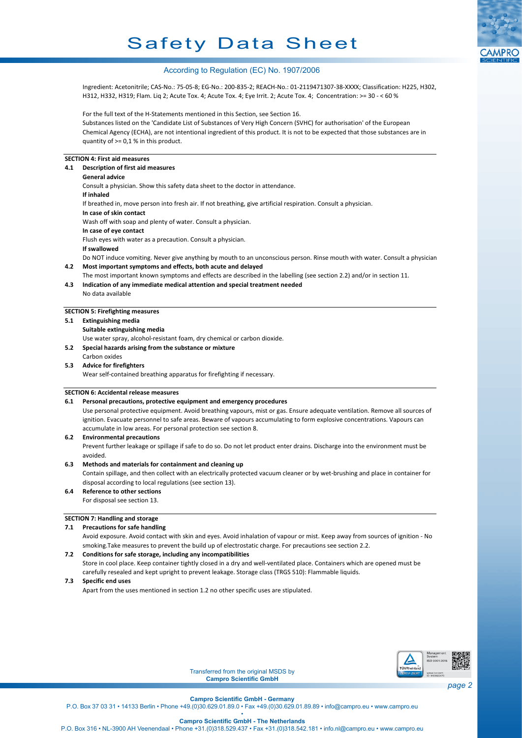Ingredient: Acetonitrile; CAS-No.: 75-05-8; EG-No.: 200-835-2; REACH-No.: 01-2119471307-38-XXXX; Classification: H225, H302, H312, H332, H319; Flam. Liq 2; Acute Tox. 4; Acute Tox. 4; Eye Irrit. 2; Acute Tox. 4; Concentration: >= 30 - < 60 %

For the full text of the H-Statements mentioned in this Section, see Section 16.
Substances listed on the 'Candidate List of Substances of Very High Concern (SVHC) for authorisation' of the European Chemical Agency (ECHA), are not intentional ingredient of this product. It is not to be expected that those substances are in quantity of >= 0,1 % in this product.

## SECTION 4: First aid measures

**4.1 Description of first aid measures**

**General advice**

Consult a physician. Show this safety data sheet to the doctor in attendance.

**If inhaled**

If breathed in, move person into fresh air. If not breathing, give artificial respiration. Consult a physician.

**In case of skin contact**

Wash off with soap and plenty of water. Consult a physician.

**In case of eye contact**

Flush eyes with water as a precaution. Consult a physician.

**If swallowed**

Do NOT induce vomiting. Never give anything by mouth to an unconscious person. Rinse mouth with water. Consult a physician

**4.2 Most important symptoms and effects, both acute and delayed**

The most important known symptoms and effects are described in the labelling (see section 2.2) and/or in section 11.

**4.3 Indication of any immediate medical attention and special treatment needed**

No data available

## SECTION 5: Firefighting measures

**5.1 Extinguishing media**

**Suitable extinguishing media**

Use water spray, alcohol-resistant foam, dry chemical or carbon dioxide.

**5.2 Special hazards arising from the substance or mixture**

Carbon oxides

**5.3 Advice for firefighters**

Wear self-contained breathing apparatus for firefighting if necessary.

## SECTION 6: Accidental release measures

**6.1 Personal precautions, protective equipment and emergency procedures**

Use personal protective equipment. Avoid breathing vapours, mist or gas. Ensure adequate ventilation. Remove all sources of ignition. Evacuate personnel to safe areas. Beware of vapours accumulating to form explosive concentrations. Vapours can accumulate in low areas. For personal protection see section 8.

**6.2 Environmental precautions**

Prevent further leakage or spillage if safe to do so. Do not let product enter drains. Discharge into the environment must be avoided.

**6.3 Methods and materials for containment and cleaning up**

Contain spillage, and then collect with an electrically protected vacuum cleaner or by wet-brushing and place in container for disposal according to local regulations (see section 13).

**6.4 Reference to other sections**

For disposal see section 13.

## SECTION 7: Handling and storage

**7.1 Precautions for safe handling**

Avoid exposure. Avoid contact with skin and eyes. Avoid inhalation of vapour or mist. Keep away from sources of ignition - No smoking.Take measures to prevent the build up of electrostatic charge. For precautions see section 2.2.

**7.2 Conditions for safe storage, including any incompatibilities**

Store in cool place. Keep container tightly closed in a dry and well-ventilated place. Containers which are opened must be carefully resealed and kept upright to prevent leakage. Storage class (TRGS 510): Flammable liquids.

**7.3 Specific end uses**

Apart from the uses mentioned in section 1.2 no other specific uses are stipulated.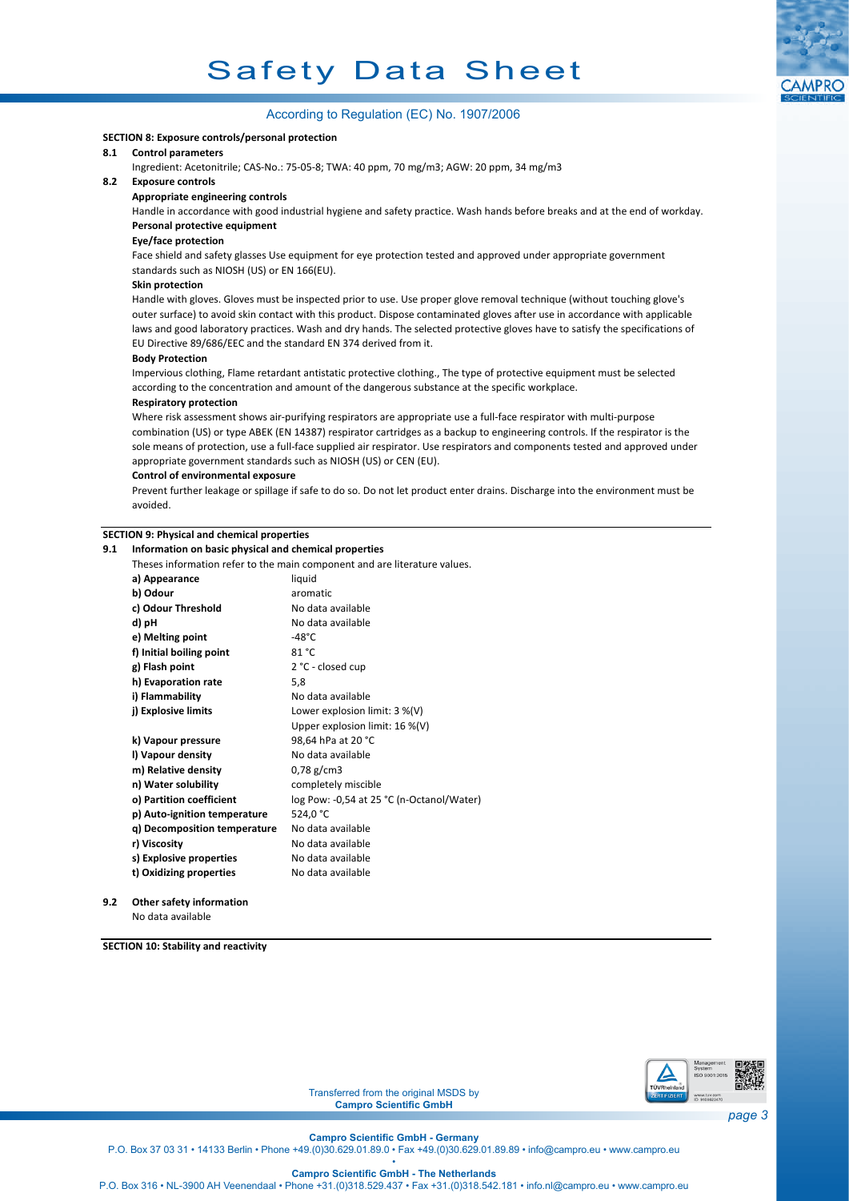**SECTION 8: Exposure controls/personal protection**

**8.1 Control parameters**

Ingredient: Acetonitrile; CAS-No.: 75-05-8; TWA: 40 ppm, 70 mg/m3; AGW: 20 ppm, 34 mg/m3

**8.2 Exposure controls**

**Appropriate engineering controls**

Handle in accordance with good industrial hygiene and safety practice. Wash hands before breaks and at the end of workday.

**Personal protective equipment**

**Eye/face protection**

Face shield and safety glasses Use equipment for eye protection tested and approved under appropriate government standards such as NIOSH (US) or EN 166(EU).

**Skin protection**

Handle with gloves. Gloves must be inspected prior to use. Use proper glove removal technique (without touching glove's outer surface) to avoid skin contact with this product. Dispose contaminated gloves after use in accordance with applicable laws and good laboratory practices. Wash and dry hands. The selected protective gloves have to satisfy the specifications of EU Directive 89/686/EEC and the standard EN 374 derived from it.

**Body Protection**

Impervious clothing, Flame retardant antistatic protective clothing., The type of protective equipment must be selected according to the concentration and amount of the dangerous substance at the specific workplace.

**Respiratory protection**

Where risk assessment shows air-purifying respirators are appropriate use a full-face respirator with multi-purpose combination (US) or type ABEK (EN 14387) respirator cartridges as a backup to engineering controls. If the respirator is the sole means of protection, use a full-face supplied air respirator. Use respirators and components tested and approved under appropriate government standards such as NIOSH (US) or CEN (EU).

**Control of environmental exposure**

Prevent further leakage or spillage if safe to do so. Do not let product enter drains. Discharge into the environment must be avoided.

**SECTION 9: Physical and chemical properties**

**9.1 Information on basic physical and chemical properties**

Theses information refer to the main component and are literature values.

| Property | Value |
|---|---|
| **a) Appearance** | liquid |
| **b) Odour** | aromatic |
| **c) Odour Threshold** | No data available |
| **d) pH** | No data available |
| **e) Melting point** | -48°C |
| **f) Initial boiling point** | 81 °C |
| **g) Flash point** | 2 °C - closed cup |
| **h) Evaporation rate** | 5,8 |
| **i) Flammability** | No data available |
| **j) Explosive limits** | Lower explosion limit: 3 %(V)<br>Upper explosion limit: 16 %(V) |
| **k) Vapour pressure** | 98,64 hPa at 20 °C |
| **l) Vapour density** | No data available |
| **m) Relative density** | 0,78 g/cm3 |
| **n) Water solubility** | completely miscible |
| **o) Partition coefficient** | log Pow: -0,54 at 25 °C (n-Octanol/Water) |
| **p) Auto-ignition temperature** | 524,0 °C |
| **q) Decomposition temperature** | No data available |
| **r) Viscosity** | No data available |
| **s) Explosive properties** | No data available |
| **t) Oxidizing properties** | No data available |

**9.2 Other safety information**

No data available

**SECTION 10: Stability and reactivity**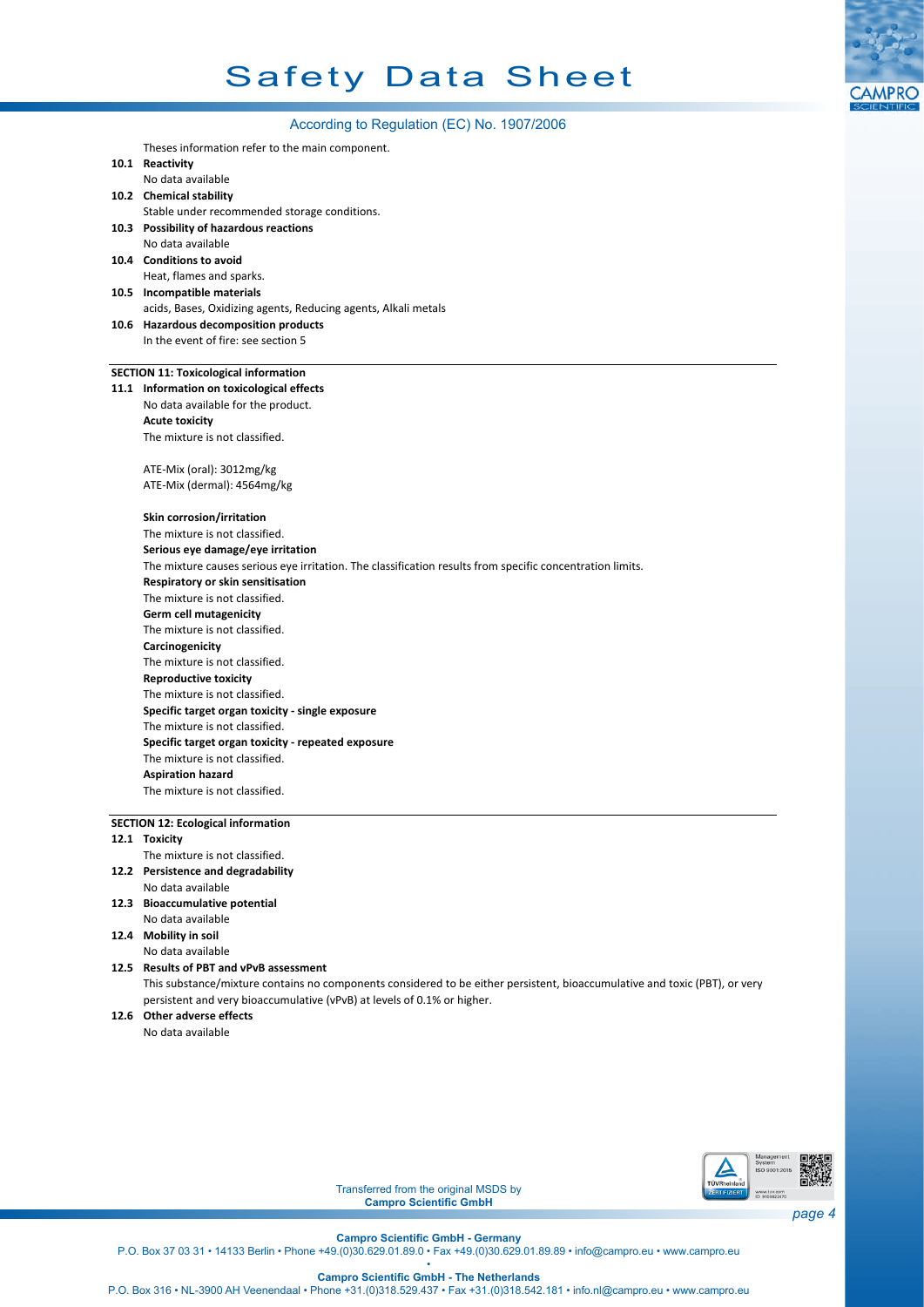Theses information refer to the main component.

**10.1 Reactivity**

No data available

**10.2 Chemical stability**

Stable under recommended storage conditions.

**10.3 Possibility of hazardous reactions**

No data available

**10.4 Conditions to avoid**

Heat, flames and sparks.

**10.5 Incompatible materials**

acids, Bases, Oxidizing agents, Reducing agents, Alkali metals

**10.6 Hazardous decomposition products**

In the event of fire: see section 5

## SECTION 11: Toxicological information

**11.1 Information on toxicological effects**

No data available for the product.

**Acute toxicity**

The mixture is not classified.

ATE-Mix (oral): 3012mg/kg
ATE-Mix (dermal): 4564mg/kg

**Skin corrosion/irritation**

The mixture is not classified.

**Serious eye damage/eye irritation**

The mixture causes serious eye irritation. The classification results from specific concentration limits.

**Respiratory or skin sensitisation**

The mixture is not classified.

**Germ cell mutagenicity**

The mixture is not classified.

**Carcinogenicity**

The mixture is not classified.

**Reproductive toxicity**

The mixture is not classified.

**Specific target organ toxicity - single exposure**

The mixture is not classified.

**Specific target organ toxicity - repeated exposure**

The mixture is not classified.

**Aspiration hazard**

The mixture is not classified.

## SECTION 12: Ecological information

**12.1 Toxicity**

The mixture is not classified.

**12.2 Persistence and degradability**

No data available

**12.3 Bioaccumulative potential**

No data available

**12.4 Mobility in soil**

No data available

**12.5 Results of PBT and vPvB assessment**

This substance/mixture contains no components considered to be either persistent, bioaccumulative and toxic (PBT), or very persistent and very bioaccumulative (vPvB) at levels of 0.1% or higher.

**12.6 Other adverse effects**

No data available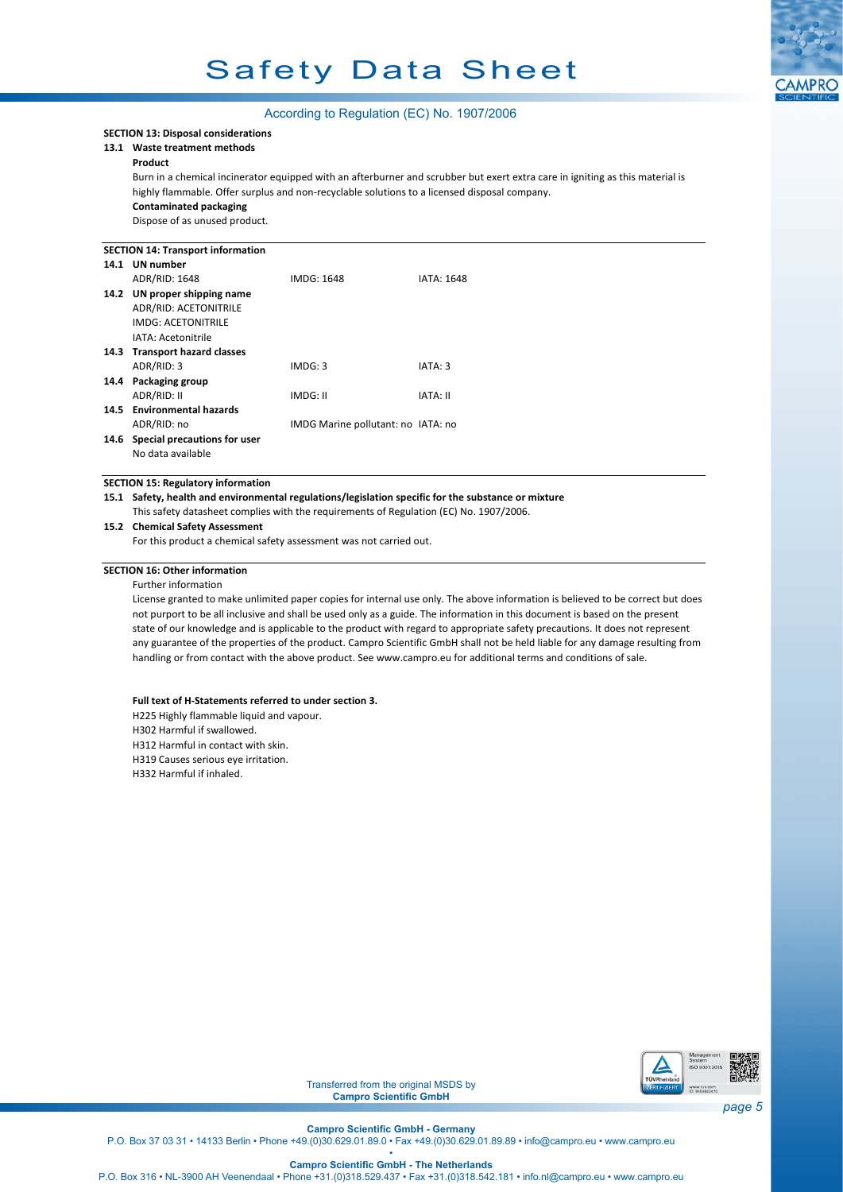## SECTION 13: Disposal considerations

### 13.1 Waste treatment methods

**Product**

Burn in a chemical incinerator equipped with an afterburner and scrubber but exert extra care in igniting as this material is highly flammable. Offer surplus and non-recyclable solutions to a licensed disposal company.

**Contaminated packaging**

Dispose of as unused product.

## SECTION 14: Transport information

### 14.1 UN number

| | | |
|---|---|---|
| ADR/RID: 1648 | IMDG: 1648 | IATA: 1648 |

### 14.2 UN proper shipping name

ADR/RID: ACETONITRILE
IMDG: ACETONITRILE
IATA: Acetonitrile

### 14.3 Transport hazard classes

| | | |
|---|---|---|
| ADR/RID: 3 | IMDG: 3 | IATA: 3 |

### 14.4 Packaging group

| | | |
|---|---|---|
| ADR/RID: II | IMDG: II | IATA: II |

### 14.5 Environmental hazards

| | | |
|---|---|---|
| ADR/RID: no | IMDG Marine pollutant: no | IATA: no |

### 14.6 Special precautions for user

No data available

## SECTION 15: Regulatory information

### 15.1 Safety, health and environmental regulations/legislation specific for the substance or mixture

This safety datasheet complies with the requirements of Regulation (EC) No. 1907/2006.

### 15.2 Chemical Safety Assessment

For this product a chemical safety assessment was not carried out.

## SECTION 16: Other information

Further information

License granted to make unlimited paper copies for internal use only. The above information is believed to be correct but does not purport to be all inclusive and shall be used only as a guide. The information in this document is based on the present state of our knowledge and is applicable to the product with regard to appropriate safety precautions. It does not represent any guarantee of the properties of the product. Campro Scientific GmbH shall not be held liable for any damage resulting from handling or from contact with the above product. See www.campro.eu for additional terms and conditions of sale.

**Full text of H-Statements referred to under section 3.**

H225 Highly flammable liquid and vapour.
H302 Harmful if swallowed.
H312 Harmful in contact with skin.
H319 Causes serious eye irritation.
H332 Harmful if inhaled.